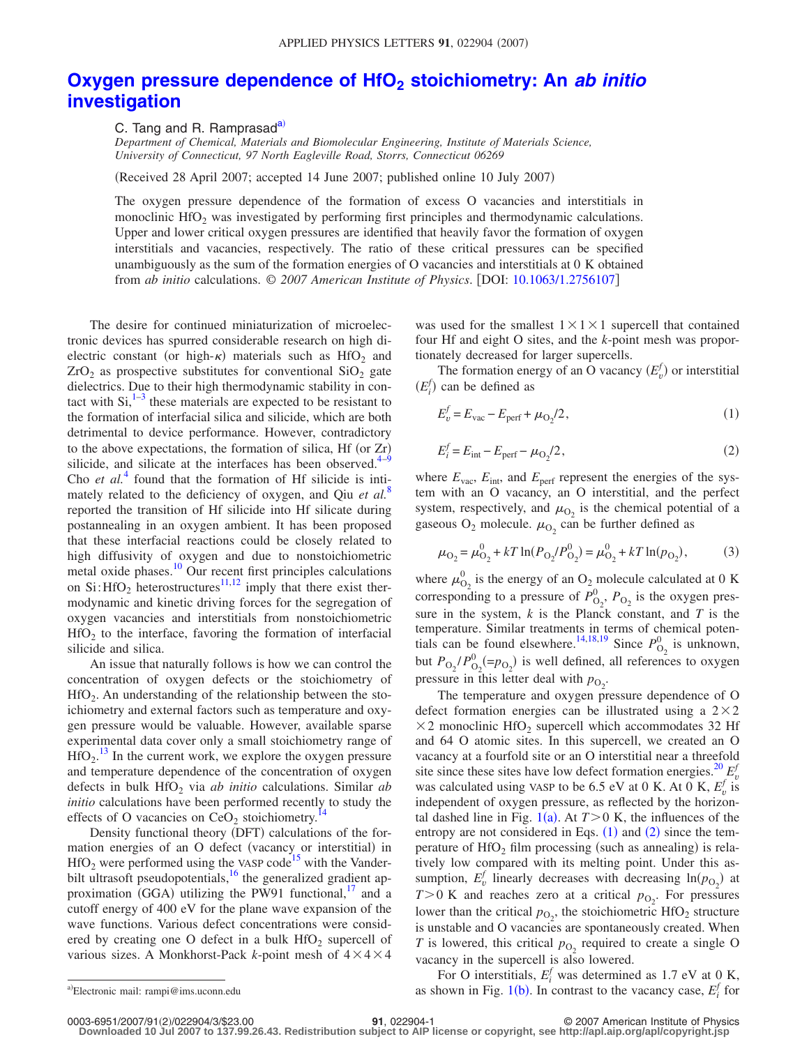# Oxygen pressure dependence of $HfO_2$ stoichiometry: An *ab initio* investigation

C. Tang and R. Ramprasad[a)]

*Department of Chemical, Materials and Biomolecular Engineering, Institute of Materials Science, University of Connecticut, 97 North Eagleville Road, Storrs, Connecticut 06269*

(Received 28 April 2007; accepted 14 June 2007; published online 10 July 2007)

The oxygen pressure dependence of the formation of excess O vacancies and interstitials in monoclinic $HfO_2$ was investigated by performing first principles and thermodynamic calculations. Upper and lower critical oxygen pressures are identified that heavily favor the formation of oxygen interstitials and vacancies, respectively. The ratio of these critical pressures can be specified unambiguously as the sum of the formation energies of O vacancies and interstitials at 0 K obtained from *ab initio* calculations. © *2007 American Institute of Physics*. [DOI: 10.1063/1.2756107]

The desire for continued miniaturization of microelectronic devices has spurred considerable research on high dielectric constant (or high-$\kappa$) materials such as $HfO_2$ and $ZrO_2$ as prospective substitutes for conventional $SiO_2$ gate dielectrics. Due to their high thermodynamic stability in contact with Si,[1–3] these materials are expected to be resistant to the formation of interfacial silica and silicide, which are both detrimental to device performance. However, contradictory to the above expectations, the formation of silica, Hf (or Zr) silicide, and silicate at the interfaces has been observed.[4–9] Cho *et al.*[4] found that the formation of Hf silicide is intimately related to the deficiency of oxygen, and Qiu *et al.*[8] reported the transition of Hf silicide into Hf silicate during postannealing in an oxygen ambient. It has been proposed that these interfacial reactions could be closely related to high diffusivity of oxygen and due to nonstoichiometric metal oxide phases.[10] Our recent first principles calculations on Si:$HfO_2$ heterostructures[11,12] imply that there exist thermodynamic and kinetic driving forces for the segregation of oxygen vacancies and interstitials from nonstoichiometric $HfO_2$ to the interface, favoring the formation of interfacial silicide and silica.

An issue that naturally follows is how we can control the concentration of oxygen defects or the stoichiometry of $HfO_2$. An understanding of the relationship between the stoichiometry and external factors such as temperature and oxygen pressure would be valuable. However, available sparse experimental data cover only a small stoichiometry range of $HfO_2$.[13] In the current work, we explore the oxygen pressure and temperature dependence of the concentration of oxygen defects in bulk $HfO_2$ via *ab initio* calculations. Similar *ab initio* calculations have been performed recently to study the effects of O vacancies on $CeO_2$ stoichiometry.[14]

Density functional theory (DFT) calculations of the formation energies of an O defect (vacancy or interstitial) in $HfO_2$ were performed using the VASP code[15] with the Vanderbilt ultrasoft pseudopotentials,[16] the generalized gradient approximation (GGA) utilizing the PW91 functional,[17] and a cutoff energy of 400 eV for the plane wave expansion of the wave functions. Various defect concentrations were considered by creating one O defect in a bulk $HfO_2$ supercell of various sizes. A Monkhorst-Pack $k$-point mesh of $4\times4\times4$ was used for the smallest $1\times1\times1$ supercell that contained four Hf and eight O sites, and the $k$-point mesh was proportionately decreased for larger supercells.

The formation energy of an O vacancy ($E_v^f$) or interstitial ($E_i^f$) can be defined as

$$E_v^f = E_{\mathrm{vac}} - E_{\mathrm{perf}} + \mu_{O_2}/2, \tag{1}$$

$$E_i^f = E_{\mathrm{int}} - E_{\mathrm{perf}} - \mu_{O_2}/2, \tag{2}$$

where $E_{\mathrm{vac}}$, $E_{\mathrm{int}}$, and $E_{\mathrm{perf}}$ represent the energies of the system with an O vacancy, an O interstitial, and the perfect system, respectively, and $\mu_{O_2}$ is the chemical potential of a gaseous $O_2$ molecule. $\mu_{O_2}$ can be further defined as

$$\mu_{O_2} = \mu_{O_2}^0 + kT\ln(P_{O_2}/P_{O_2}^0) = \mu_{O_2}^0 + kT\ln(p_{O_2}), \tag{3}$$

where $\mu_{O_2}^0$ is the energy of an $O_2$ molecule calculated at 0 K corresponding to a pressure of $P_{O_2}^0$, $P_{O_2}$ is the oxygen pressure in the system, $k$ is the Planck constant, and $T$ is the temperature. Similar treatments in terms of chemical potentials can be found elsewhere.[14,18,19] Since $P_{O_2}^0$ is unknown, but $P_{O_2}/P_{O_2}^0(=p_{O_2})$ is well defined, all references to oxygen pressure in this letter deal with $p_{O_2}$.

The temperature and oxygen pressure dependence of O defect formation energies can be illustrated using a $2\times2\times2$ monoclinic $HfO_2$ supercell which accommodates 32 Hf and 64 O atomic sites. In this supercell, we created an O vacancy at a fourfold site or an O interstitial near a threefold site since these sites have low defect formation energies.[20] $E_v^f$ was calculated using VASP to be 6.5 eV at 0 K. At 0 K, $E_v^f$ is independent of oxygen pressure, as reflected by the horizontal dashed line in Fig. 1(a). At $T>0$ K, the influences of the entropy are not considered in Eqs. (1) and (2) since the temperature of $HfO_2$ film processing (such as annealing) is relatively low compared with its melting point. Under this assumption, $E_v^f$ linearly decreases with decreasing $\ln(p_{O_2})$ at $T>0$ K and reaches zero at a critical $p_{O_2}$. For pressures lower than the critical $p_{O_2}$, the stoichiometric $HfO_2$ structure is unstable and O vacancies are spontaneously created. When $T$ is lowered, this critical $p_{O_2}$ required to create a single O vacancy in the supercell is also lowered.

For O interstitials, $E_i^f$ was determined as 1.7 eV at 0 K, as shown in Fig. 1(b). In contrast to the vacancy case, $E_i^f$ for

a)Electronic mail: rampi@ims.uconn.edu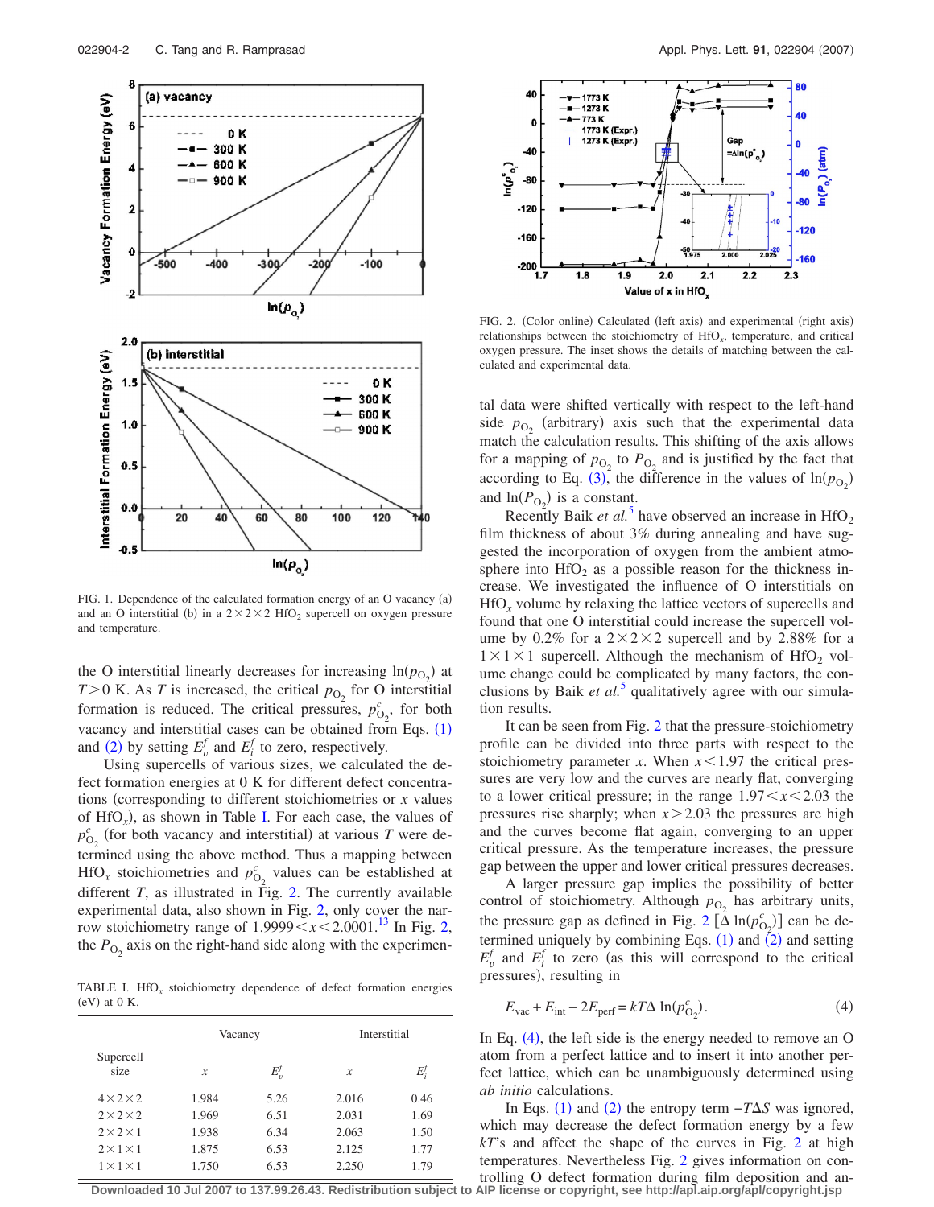FIG. 1. Dependence of the calculated formation energy of an O vacancy (a) and an O interstitial (b) in a $2\times2\times2$ $HfO_2$ supercell on oxygen pressure and temperature.

the O interstitial linearly decreases for increasing $\ln(p_{O_2})$ at $T>0$ K. As $T$ is increased, the critical $p_{O_2}$ for O interstitial formation is reduced. The critical pressures, $p^c_{O_2}$, for both vacancy and interstitial cases can be obtained from Eqs. (1) and (2) by setting $E^f_v$ and $E^f_i$ to zero, respectively.

Using supercells of various sizes, we calculated the defect formation energies at 0 K for different defect concentrations (corresponding to different stoichiometries or $x$ values of $HfO_x$), as shown in Table I. For each case, the values of $p^c_{O_2}$ (for both vacancy and interstitial) at various $T$ were determined using the above method. Thus a mapping between $HfO_x$ stoichiometries and $p^c_{O_2}$ values can be established at different $T$, as illustrated in Fig. 2. The currently available experimental data, also shown in Fig. 2, only cover the narrow stoichiometry range of $1.9999<x<2.0001$.[13] In Fig. 2, the $P_{O_2}$ axis on the right-hand side along with the experimental data were shifted vertically with respect to the left-hand side $p_{O_2}$ (arbitrary) axis such that the experimental data match the calculation results. This shifting of the axis allows for a mapping of $p_{O_2}$ to $P_{O_2}$ and is justified by the fact that according to Eq. (3), the difference in the values of $\ln(p_{O_2})$ and $\ln(P_{O_2})$ is a constant.

TABLE I. $HfO_x$ stoichiometry dependence of defect formation energies (eV) at 0 K.

| Supercell size | Vacancy | | Interstitial | |
|---|---|---|---|---|
| | $x$ | $E^f_v$ | $x$ | $E^f_i$ |
| $4\times2\times2$ | 1.984 | 5.26 | 2.016 | 0.46 |
| $2\times2\times2$ | 1.969 | 6.51 | 2.031 | 1.69 |
| $2\times2\times1$ | 1.938 | 6.34 | 2.063 | 1.50 |
| $2\times1\times1$ | 1.875 | 6.53 | 2.125 | 1.77 |
| $1\times1\times1$ | 1.750 | 6.53 | 2.250 | 1.79 |

FIG. 2. (Color online) Calculated (left axis) and experimental (right axis) relationships between the stoichiometry of $HfO_x$, temperature, and critical oxygen pressure. The inset shows the details of matching between the calculated and experimental data.

Recently Baik *et al.*[5] have observed an increase in $HfO_2$ film thickness of about 3% during annealing and have suggested the incorporation of oxygen from the ambient atmosphere into $HfO_2$ as a possible reason for the thickness increase. We investigated the influence of O interstitials on $HfO_x$ volume by relaxing the lattice vectors of supercells and found that one O interstitial could increase the supercell volume by 0.2% for a $2\times2\times2$ supercell and by 2.88% for a $1\times1\times1$ supercell. Although the mechanism of $HfO_2$ volume change could be complicated by many factors, the conclusions by Baik *et al.*[5] qualitatively agree with our simulation results.

It can be seen from Fig. 2 that the pressure-stoichiometry profile can be divided into three parts with respect to the stoichiometry parameter $x$. When $x<1.97$ the critical pressures are very low and the curves are nearly flat, converging to a lower critical pressure; in the range $1.97<x<2.03$ the pressures rise sharply; when $x>2.03$ the pressures are high and the curves become flat again, converging to an upper critical pressure. As the temperature increases, the pressure gap between the upper and lower critical pressures decreases.

A larger pressure gap implies the possibility of better control of stoichiometry. Although $p_{O_2}$ has arbitrary units, the pressure gap as defined in Fig. 2 $[\Delta \ln(p^c_{O_2})]$ can be determined uniquely by combining Eqs. (1) and (2) and setting $E^f_v$ and $E^f_i$ to zero (as this will correspond to the critical pressures), resulting in

$$E_{vac}+E_{int}-2E_{perf}=kT\Delta \ln(p^c_{O_2}). \tag{4}$$

In Eq. (4), the left side is the energy needed to remove an O atom from a perfect lattice and to insert it into another perfect lattice, which can be unambiguously determined using *ab initio* calculations.

In Eqs. (1) and (2) the entropy term $-T\Delta S$ was ignored, which may decrease the defect formation energy by a few $kT$'s and affect the shape of the curves in Fig. 2 at high temperatures. Nevertheless Fig. 2 gives information on controlling O defect formation during film deposition and an-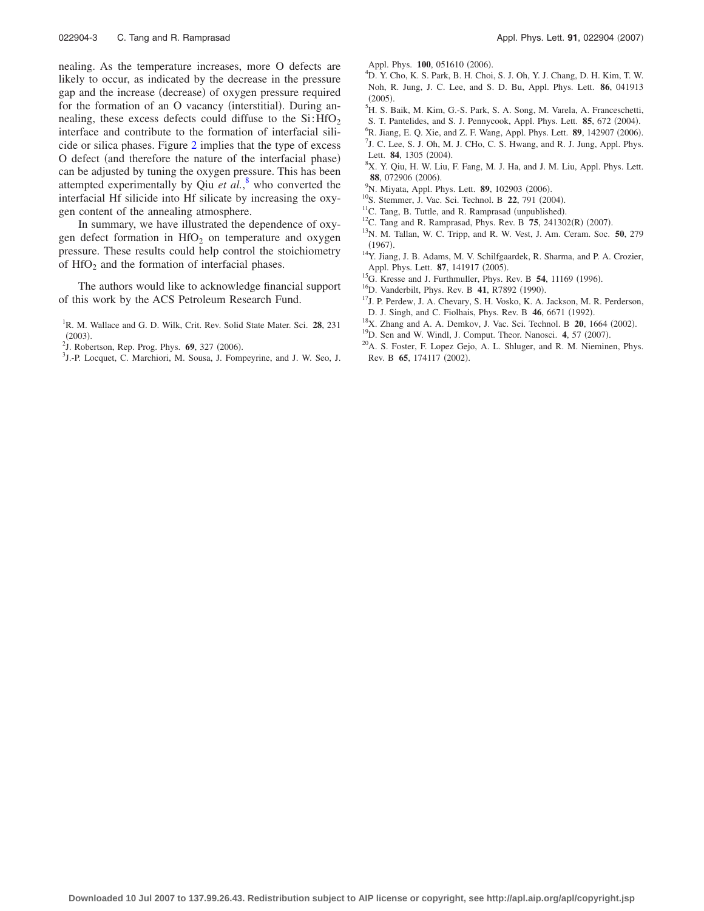nealing. As the temperature increases, more O defects are likely to occur, as indicated by the decrease in the pressure gap and the increase (decrease) of oxygen pressure required for the formation of an O vacancy (interstitial). During annealing, these excess defects could diffuse to the Si:$HfO_2$ interface and contribute to the formation of interfacial silicide or silica phases. Figure 2 implies that the type of excess O defect (and therefore the nature of the interfacial phase) can be adjusted by tuning the oxygen pressure. This has been attempted experimentally by Qiu *et al.*,[8] who converted the interfacial Hf silicide into Hf silicate by increasing the oxygen content of the annealing atmosphere.

In summary, we have illustrated the dependence of oxygen defect formation in $HfO_2$ on temperature and oxygen pressure. These results could help control the stoichiometry of $HfO_2$ and the formation of interfacial phases.

The authors would like to acknowledge financial support of this work by the ACS Petroleum Research Fund.

[1] R. M. Wallace and G. D. Wilk, Crit. Rev. Solid State Mater. Sci. **28**, 231 (2003).

[2] J. Robertson, Rep. Prog. Phys. **69**, 327 (2006).

[3] J.-P. Locquet, C. Marchiori, M. Sousa, J. Fompeyrine, and J. W. Seo, J. Appl. Phys. **100**, 051610 (2006).

[4] D. Y. Cho, K. S. Park, B. H. Choi, S. J. Oh, Y. J. Chang, D. H. Kim, T. W. Noh, R. Jung, J. C. Lee, and S. D. Bu, Appl. Phys. Lett. **86**, 041913 (2005).

[5] H. S. Baik, M. Kim, G.-S. Park, S. A. Song, M. Varela, A. Franceschetti, S. T. Pantelides, and S. J. Pennycook, Appl. Phys. Lett. **85**, 672 (2004).

[6] R. Jiang, E. Q. Xie, and Z. F. Wang, Appl. Phys. Lett. **89**, 142907 (2006).

[7] J. C. Lee, S. J. Oh, M. J. CHo, C. S. Hwang, and R. J. Jung, Appl. Phys. Lett. **84**, 1305 (2004).

[8] X. Y. Qiu, H. W. Liu, F. Fang, M. J. Ha, and J. M. Liu, Appl. Phys. Lett. **88**, 072906 (2006).

[9] N. Miyata, Appl. Phys. Lett. **89**, 102903 (2006).

[10] S. Stemmer, J. Vac. Sci. Technol. B **22**, 791 (2004).

[11] C. Tang, B. Tuttle, and R. Ramprasad (unpublished).

[12] C. Tang and R. Ramprasad, Phys. Rev. B **75**, 241302(R) (2007).

[13] N. M. Tallan, W. C. Tripp, and R. W. Vest, J. Am. Ceram. Soc. **50**, 279 (1967).

[14] Y. Jiang, J. B. Adams, M. V. Schilfgaardek, R. Sharma, and P. A. Crozier, Appl. Phys. Lett. **87**, 141917 (2005).

[15] G. Kresse and J. Furthmuller, Phys. Rev. B **54**, 11169 (1996).

[16] D. Vanderbilt, Phys. Rev. B **41**, R7892 (1990).

[17] J. P. Perdew, J. A. Chevary, S. H. Vosko, K. A. Jackson, M. R. Perderson, D. J. Singh, and C. Fiolhais, Phys. Rev. B **46**, 6671 (1992).

[18] X. Zhang and A. A. Demkov, J. Vac. Sci. Technol. B **20**, 1664 (2002).

[19] D. Sen and W. Windl, J. Comput. Theor. Nanosci. **4**, 57 (2007).

[20] A. S. Foster, F. Lopez Gejo, A. L. Shluger, and R. M. Nieminen, Phys. Rev. B **65**, 174117 (2002).